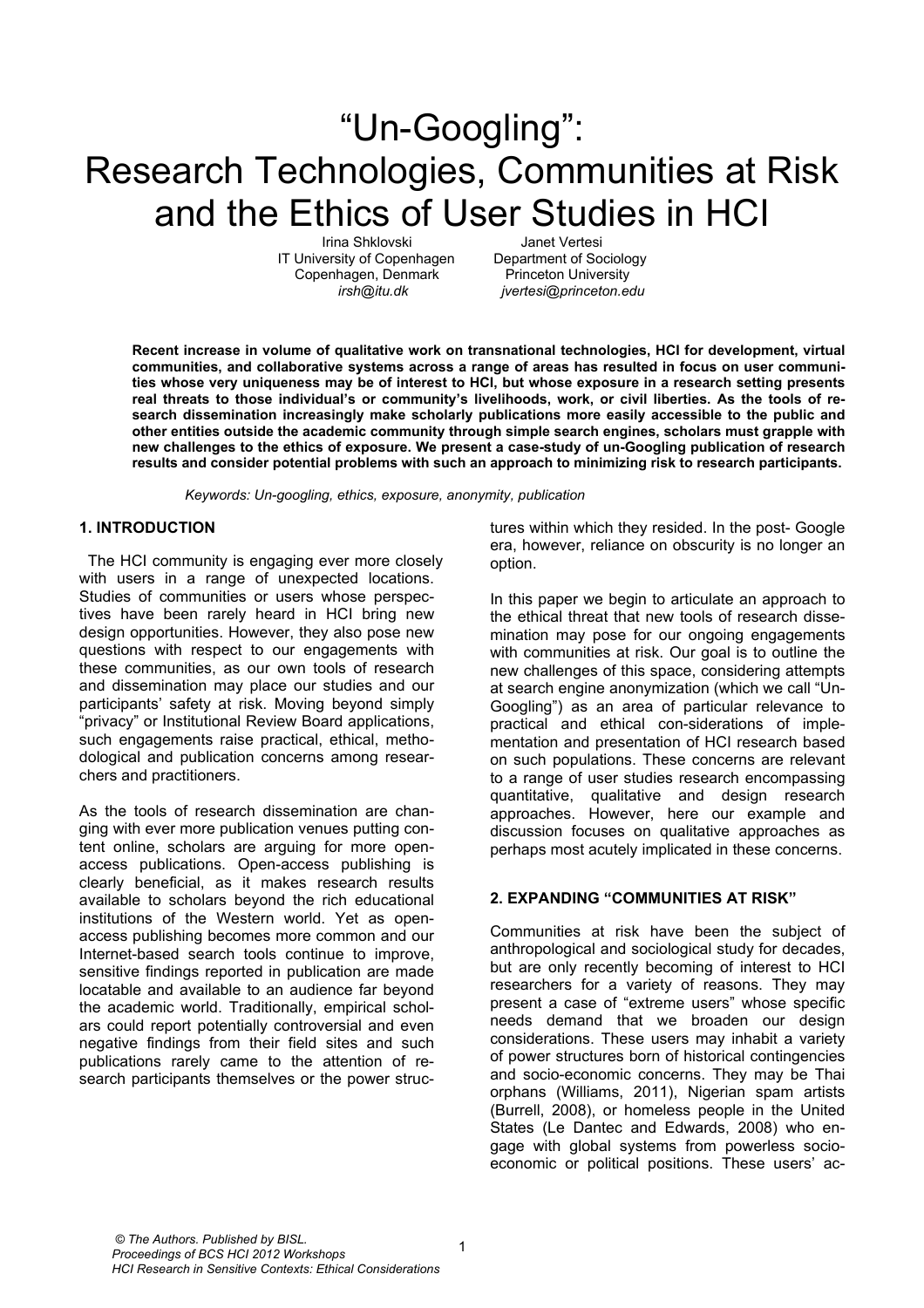# "Un-Googling": Research Technologies, Communities at Risk and the Ethics of User Studies in HCI

Irina Shklovski
IT University of Copenhagen
Copenhagen, Denmark
*irsh@itu.dk*

Janet Vertesi
Department of Sociology
Princeton University
*jvertesi@princeton.edu*

**Recent increase in volume of qualitative work on transnational technologies, HCI for development, virtual communities, and collaborative systems across a range of areas has resulted in focus on user communities whose very uniqueness may be of interest to HCI, but whose exposure in a research setting presents real threats to those individual's or community's livelihoods, work, or civil liberties. As the tools of research dissemination increasingly make scholarly publications more easily accessible to the public and other entities outside the academic community through simple search engines, scholars must grapple with new challenges to the ethics of exposure. We present a case-study of un-Googling publication of research results and consider potential problems with such an approach to minimizing risk to research participants.**

*Keywords: Un-googling, ethics, exposure, anonymity, publication*

## 1. INTRODUCTION

The HCI community is engaging ever more closely with users in a range of unexpected locations. Studies of communities or users whose perspectives have been rarely heard in HCI bring new design opportunities. However, they also pose new questions with respect to our engagements with these communities, as our own tools of research and dissemination may place our studies and our participants' safety at risk. Moving beyond simply "privacy" or Institutional Review Board applications, such engagements raise practical, ethical, methodological and publication concerns among researchers and practitioners.

As the tools of research dissemination are changing with ever more publication venues putting content online, scholars are arguing for more open-access publications. Open-access publishing is clearly beneficial, as it makes research results available to scholars beyond the rich educational institutions of the Western world. Yet as open-access publishing becomes more common and our Internet-based search tools continue to improve, sensitive findings reported in publication are made locatable and available to an audience far beyond the academic world. Traditionally, empirical scholars could report potentially controversial and even negative findings from their field sites and such publications rarely came to the attention of research participants themselves or the power structures within which they resided. In the post- Google era, however, reliance on obscurity is no longer an option.

In this paper we begin to articulate an approach to the ethical threat that new tools of research dissemination may pose for our ongoing engagements with communities at risk. Our goal is to outline the new challenges of this space, considering attempts at search engine anonymization (which we call "Un-Googling") as an area of particular relevance to practical and ethical con-siderations of implementation and presentation of HCI research based on such populations. These concerns are relevant to a range of user studies research encompassing quantitative, qualitative and design research approaches. However, here our example and discussion focuses on qualitative approaches as perhaps most acutely implicated in these concerns.

## 2. EXPANDING "COMMUNITIES AT RISK"

Communities at risk have been the subject of anthropological and sociological study for decades, but are only recently becoming of interest to HCI researchers for a variety of reasons. They may present a case of "extreme users" whose specific needs demand that we broaden our design considerations. These users may inhabit a variety of power structures born of historical contingencies and socio-economic concerns. They may be Thai orphans (Williams, 2011), Nigerian spam artists (Burrell, 2008), or homeless people in the United States (Le Dantec and Edwards, 2008) who engage with global systems from powerless socio-economic or political positions. These users' ac-

© The Authors. Published by BISL.
*Proceedings of BCS HCI 2012 Workshops*
*HCI Research in Sensitive Contexts: Ethical Considerations*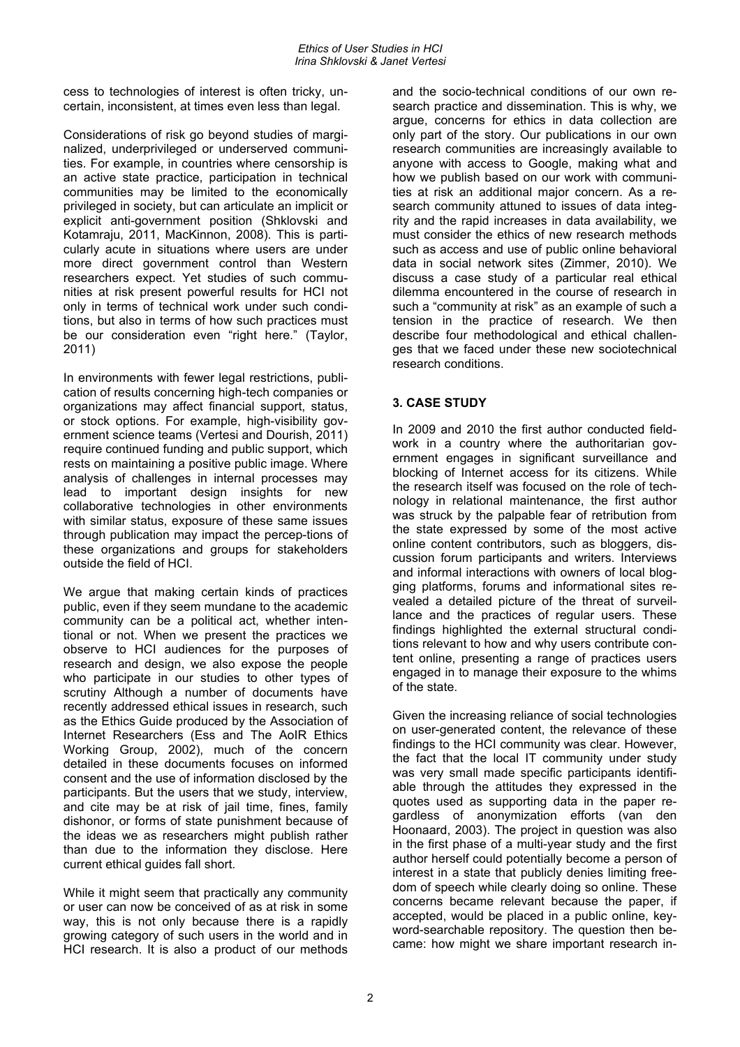cess to technologies of interest is often tricky, uncertain, inconsistent, at times even less than legal.

Considerations of risk go beyond studies of marginalized, underprivileged or underserved communities. For example, in countries where censorship is an active state practice, participation in technical communities may be limited to the economically privileged in society, but can articulate an implicit or explicit anti-government position (Shklovski and Kotamraju, 2011, MacKinnon, 2008). This is particularly acute in situations where users are under more direct government control than Western researchers expect. Yet studies of such communities at risk present powerful results for HCI not only in terms of technical work under such conditions, but also in terms of how such practices must be our consideration even "right here." (Taylor, 2011)

In environments with fewer legal restrictions, publication of results concerning high-tech companies or organizations may affect financial support, status, or stock options. For example, high-visibility government science teams (Vertesi and Dourish, 2011) require continued funding and public support, which rests on maintaining a positive public image. Where analysis of challenges in internal processes may lead to important design insights for new collaborative technologies in other environments with similar status, exposure of these same issues through publication may impact the percep-tions of these organizations and groups for stakeholders outside the field of HCI.

We argue that making certain kinds of practices public, even if they seem mundane to the academic community can be a political act, whether intentional or not. When we present the practices we observe to HCI audiences for the purposes of research and design, we also expose the people who participate in our studies to other types of scrutiny Although a number of documents have recently addressed ethical issues in research, such as the Ethics Guide produced by the Association of Internet Researchers (Ess and The AoIR Ethics Working Group, 2002), much of the concern detailed in these documents focuses on informed consent and the use of information disclosed by the participants. But the users that we study, interview, and cite may be at risk of jail time, fines, family dishonor, or forms of state punishment because of the ideas we as researchers might publish rather than due to the information they disclose. Here current ethical guides fall short.

While it might seem that practically any community or user can now be conceived of as at risk in some way, this is not only because there is a rapidly growing category of such users in the world and in HCI research. It is also a product of our methods and the socio-technical conditions of our own research practice and dissemination. This is why, we argue, concerns for ethics in data collection are only part of the story. Our publications in our own research communities are increasingly available to anyone with access to Google, making what and how we publish based on our work with communities at risk an additional major concern. As a research community attuned to issues of data integrity and the rapid increases in data availability, we must consider the ethics of new research methods such as access and use of public online behavioral data in social network sites (Zimmer, 2010). We discuss a case study of a particular real ethical dilemma encountered in the course of research in such a "community at risk" as an example of such a tension in the practice of research. We then describe four methodological and ethical challenges that we faced under these new sociotechnical research conditions.

## 3. CASE STUDY

In 2009 and 2010 the first author conducted fieldwork in a country where the authoritarian government engages in significant surveillance and blocking of Internet access for its citizens. While the research itself was focused on the role of technology in relational maintenance, the first author was struck by the palpable fear of retribution from the state expressed by some of the most active online content contributors, such as bloggers, discussion forum participants and writers. Interviews and informal interactions with owners of local blogging platforms, forums and informational sites revealed a detailed picture of the threat of surveillance and the practices of regular users. These findings highlighted the external structural conditions relevant to how and why users contribute content online, presenting a range of practices users engaged in to manage their exposure to the whims of the state.

Given the increasing reliance of social technologies on user-generated content, the relevance of these findings to the HCI community was clear. However, the fact that the local IT community under study was very small made specific participants identifiable through the attitudes they expressed in the quotes used as supporting data in the paper regardless of anonymization efforts (van den Hoonaard, 2003). The project in question was also in the first phase of a multi-year study and the first author herself could potentially become a person of interest in a state that publicly denies limiting freedom of speech while clearly doing so online. These concerns became relevant because the paper, if accepted, would be placed in a public online, keyword-searchable repository. The question then became: how might we share important research in-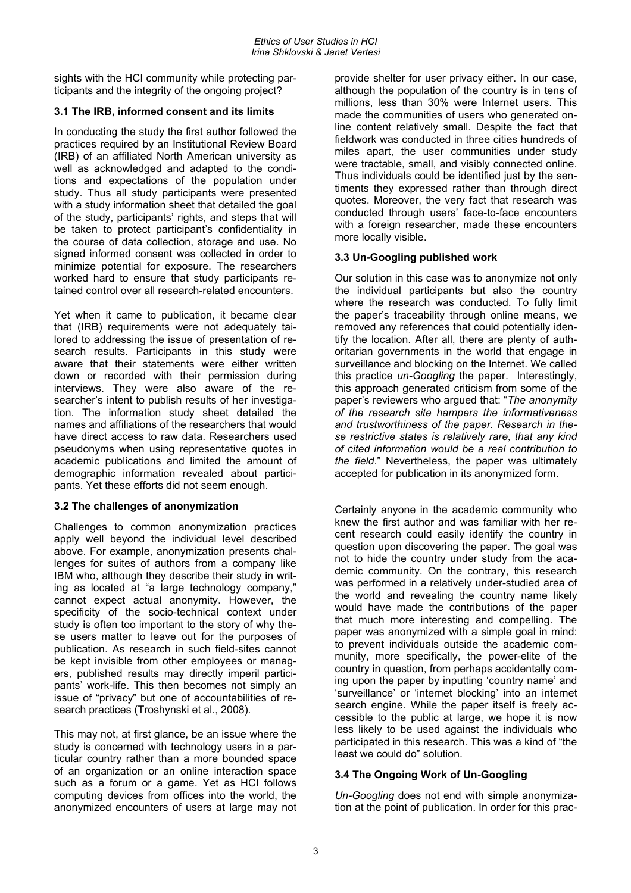sights with the HCI community while protecting participants and the integrity of the ongoing project?

### 3.1 The IRB, informed consent and its limits

In conducting the study the first author followed the practices required by an Institutional Review Board (IRB) of an affiliated North American university as well as acknowledged and adapted to the conditions and expectations of the population under study. Thus all study participants were presented with a study information sheet that detailed the goal of the study, participants' rights, and steps that will be taken to protect participant's confidentiality in the course of data collection, storage and use. No signed informed consent was collected in order to minimize potential for exposure. The researchers worked hard to ensure that study participants retained control over all research-related encounters.

Yet when it came to publication, it became clear that (IRB) requirements were not adequately tailored to addressing the issue of presentation of research results. Participants in this study were aware that their statements were either written down or recorded with their permission during interviews. They were also aware of the researcher's intent to publish results of her investigation. The information study sheet detailed the names and affiliations of the researchers that would have direct access to raw data. Researchers used pseudonyms when using representative quotes in academic publications and limited the amount of demographic information revealed about participants. Yet these efforts did not seem enough.

### 3.2 The challenges of anonymization

Challenges to common anonymization practices apply well beyond the individual level described above. For example, anonymization presents challenges for suites of authors from a company like IBM who, although they describe their study in writing as located at "a large technology company," cannot expect actual anonymity. However, the specificity of the socio-technical context under study is often too important to the story of why these users matter to leave out for the purposes of publication. As research in such field-sites cannot be kept invisible from other employees or managers, published results may directly imperil participants' work-life. This then becomes not simply an issue of "privacy" but one of accountabilities of research practices (Troshynski et al., 2008).

This may not, at first glance, be an issue where the study is concerned with technology users in a particular country rather than a more bounded space of an organization or an online interaction space such as a forum or a game. Yet as HCI follows computing devices from offices into the world, the anonymized encounters of users at large may not provide shelter for user privacy either. In our case, although the population of the country is in tens of millions, less than 30% were Internet users. This made the communities of users who generated online content relatively small. Despite the fact that fieldwork was conducted in three cities hundreds of miles apart, the user communities under study were tractable, small, and visibly connected online. Thus individuals could be identified just by the sentiments they expressed rather than through direct quotes. Moreover, the very fact that research was conducted through users' face-to-face encounters with a foreign researcher, made these encounters more locally visible.

### 3.3 Un-Googling published work

Our solution in this case was to anonymize not only the individual participants but also the country where the research was conducted. To fully limit the paper's traceability through online means, we removed any references that could potentially identify the location. After all, there are plenty of authoritarian governments in the world that engage in surveillance and blocking on the Internet. We called this practice *un-Googling* the paper. Interestingly, this approach generated criticism from some of the paper's reviewers who argued that: "*The anonymity of the research site hampers the informativeness and trustworthiness of the paper. Research in these restrictive states is relatively rare, that any kind of cited information would be a real contribution to the field*." Nevertheless, the paper was ultimately accepted for publication in its anonymized form.

Certainly anyone in the academic community who knew the first author and was familiar with her recent research could easily identify the country in question upon discovering the paper. The goal was not to hide the country under study from the academic community. On the contrary, this research was performed in a relatively under-studied area of the world and revealing the country name likely would have made the contributions of the paper that much more interesting and compelling. The paper was anonymized with a simple goal in mind: to prevent individuals outside the academic community, more specifically, the power-elite of the country in question, from perhaps accidentally coming upon the paper by inputting 'country name' and 'surveillance' or 'internet blocking' into an internet search engine. While the paper itself is freely accessible to the public at large, we hope it is now less likely to be used against the individuals who participated in this research. This was a kind of "the least we could do" solution.

### 3.4 The Ongoing Work of Un-Googling

*Un-Googling* does not end with simple anonymization at the point of publication. In order for this prac-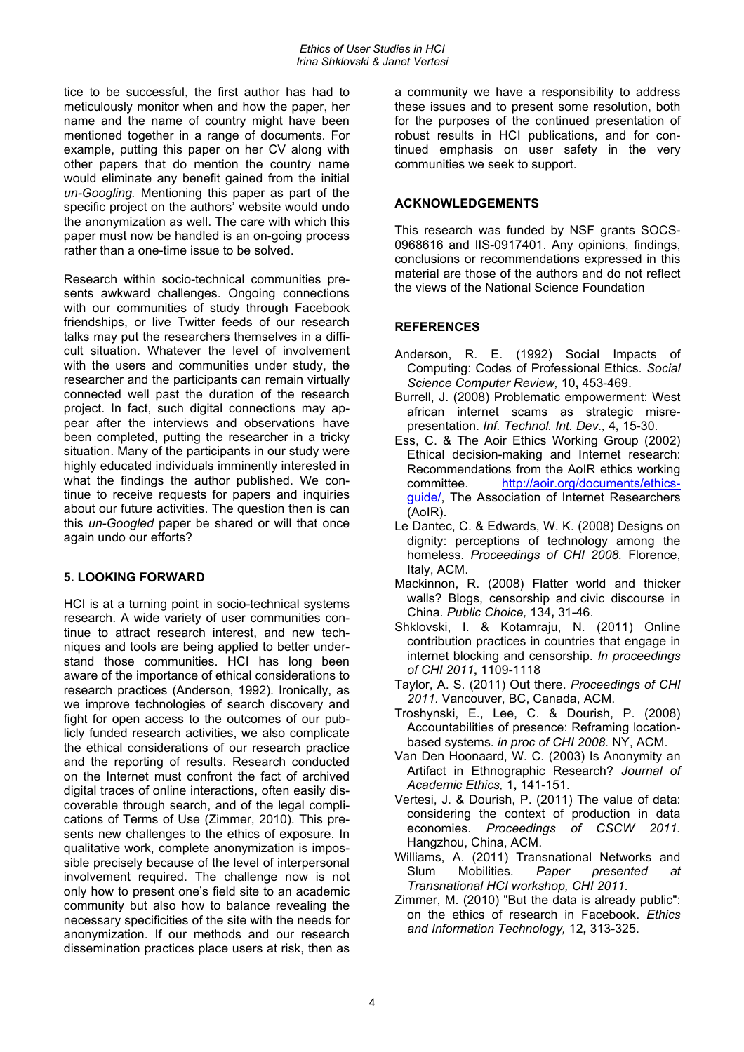tice to be successful, the first author has had to meticulously monitor when and how the paper, her name and the name of country might have been mentioned together in a range of documents. For example, putting this paper on her CV along with other papers that do mention the country name would eliminate any benefit gained from the initial *un-Googling.* Mentioning this paper as part of the specific project on the authors' website would undo the anonymization as well. The care with which this paper must now be handled is an on-going process rather than a one-time issue to be solved.

Research within socio-technical communities presents awkward challenges. Ongoing connections with our communities of study through Facebook friendships, or live Twitter feeds of our research talks may put the researchers themselves in a difficult situation. Whatever the level of involvement with the users and communities under study, the researcher and the participants can remain virtually connected well past the duration of the research project. In fact, such digital connections may appear after the interviews and observations have been completed, putting the researcher in a tricky situation. Many of the participants in our study were highly educated individuals imminently interested in what the findings the author published. We continue to receive requests for papers and inquiries about our future activities. The question then is can this *un-Googled* paper be shared or will that once again undo our efforts?

## 5. LOOKING FORWARD

HCI is at a turning point in socio-technical systems research. A wide variety of user communities continue to attract research interest, and new techniques and tools are being applied to better understand those communities. HCI has long been aware of the importance of ethical considerations to research practices (Anderson, 1992). Ironically, as we improve technologies of search discovery and fight for open access to the outcomes of our publicly funded research activities, we also complicate the ethical considerations of our research practice and the reporting of results. Research conducted on the Internet must confront the fact of archived digital traces of online interactions, often easily discoverable through search, and of the legal complications of Terms of Use (Zimmer, 2010). This presents new challenges to the ethics of exposure. In qualitative work, complete anonymization is impossible precisely because of the level of interpersonal involvement required. The challenge now is not only how to present one's field site to an academic community but also how to balance revealing the necessary specificities of the site with the needs for anonymization. If our methods and our research dissemination practices place users at risk, then as a community we have a responsibility to address these issues and to present some resolution, both for the purposes of the continued presentation of robust results in HCI publications, and for continued emphasis on user safety in the very communities we seek to support.

## ACKNOWLEDGEMENTS

This research was funded by NSF grants SOCS-0968616 and IIS-0917401. Any opinions, findings, conclusions or recommendations expressed in this material are those of the authors and do not reflect the views of the National Science Foundation

## REFERENCES

- Anderson, R. E. (1992) Social Impacts of Computing: Codes of Professional Ethics. *Social Science Computer Review,* 10**,** 453-469.
- Burrell, J. (2008) Problematic empowerment: West african internet scams as strategic misrepresentation. *Inf. Technol. Int. Dev.,* 4**,** 15-30.
- Ess, C. & The Aoir Ethics Working Group (2002) Ethical decision-making and Internet research: Recommendations from the AoIR ethics working committee. http://aoir.org/documents/ethics-guide/, The Association of Internet Researchers (AoIR).
- Le Dantec, C. & Edwards, W. K. (2008) Designs on dignity: perceptions of technology among the homeless. *Proceedings of CHI 2008.* Florence, Italy, ACM.
- Mackinnon, R. (2008) Flatter world and thicker walls? Blogs, censorship and civic discourse in China. *Public Choice,* 134**,** 31-46.
- Shklovski, I. & Kotamraju, N. (2011) Online contribution practices in countries that engage in internet blocking and censorship. *In proceedings of CHI 2011***,** 1109-1118
- Taylor, A. S. (2011) Out there. *Proceedings of CHI 2011.* Vancouver, BC, Canada, ACM.
- Troshynski, E., Lee, C. & Dourish, P. (2008) Accountabilities of presence: Reframing location-based systems. *in proc of CHI 2008.* NY, ACM.
- Van Den Hoonaard, W. C. (2003) Is Anonymity an Artifact in Ethnographic Research? *Journal of Academic Ethics,* 1**,** 141-151.
- Vertesi, J. & Dourish, P. (2011) The value of data: considering the context of production in data economies. *Proceedings of CSCW 2011.* Hangzhou, China, ACM.
- Williams, A. (2011) Transnational Networks and Slum Mobilities. *Paper presented at Transnational HCI workshop, CHI 2011.*
- Zimmer, M. (2010) "But the data is already public": on the ethics of research in Facebook. *Ethics and Information Technology,* 12**,** 313-325.